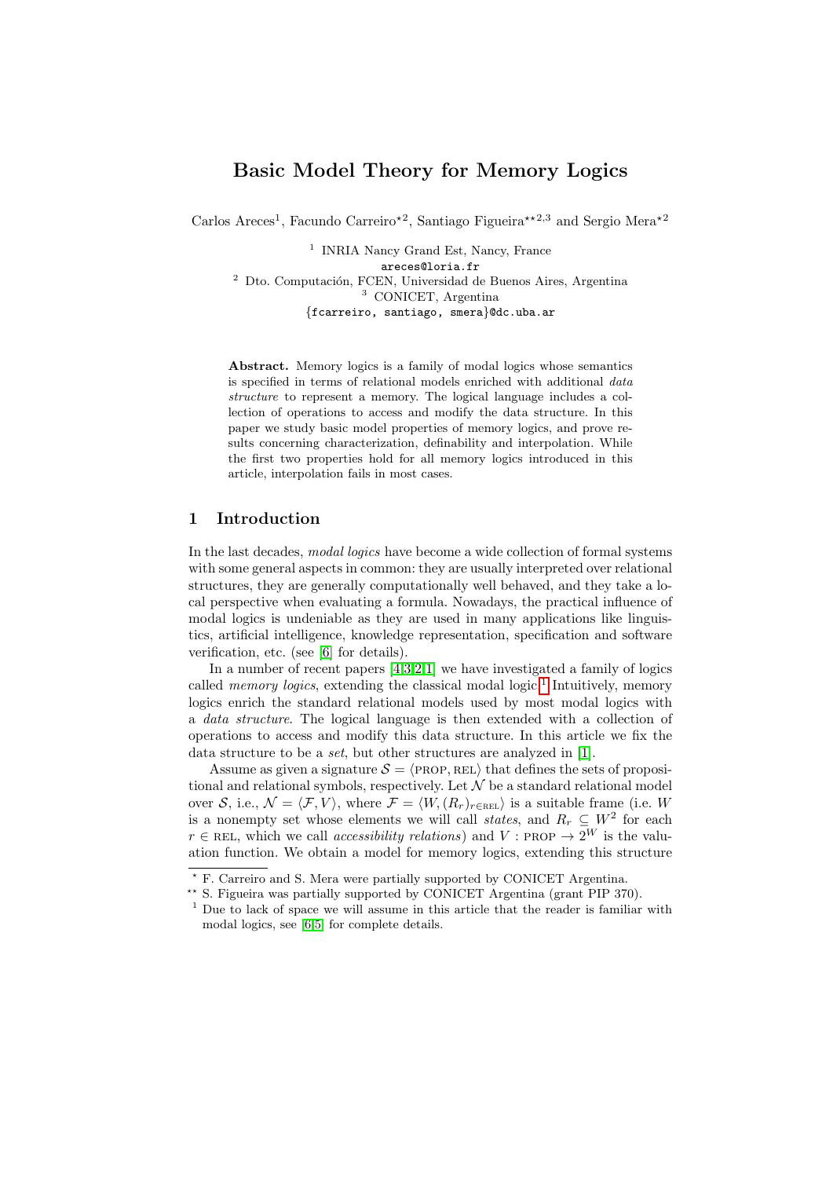# Basic Model Theory for Memory Logics

Carlos Areces[1], Facundo Carreiro[⋆2], Santiago Figueira[⋆⋆2,3] and Sergio Mera[⋆2]

[1] INRIA Nancy Grand Est, Nancy, France
areces@loria.fr
[2] Dto. Computación, FCEN, Universidad de Buenos Aires, Argentina
[3] CONICET, Argentina
{fcarreiro, santiago, smera}@dc.uba.ar

**Abstract.** Memory logics is a family of modal logics whose semantics is specified in terms of relational models enriched with additional *data structure* to represent a memory. The logical language includes a collection of operations to access and modify the data structure. In this paper we study basic model properties of memory logics, and prove results concerning characterization, definability and interpolation. While the first two properties hold for all memory logics introduced in this article, interpolation fails in most cases.

## 1 Introduction

In the last decades, *modal logics* have become a wide collection of formal systems with some general aspects in common: they are usually interpreted over relational structures, they are generally computationally well behaved, and they take a local perspective when evaluating a formula. Nowadays, the practical influence of modal logics is undeniable as they are used in many applications like linguistics, artificial intelligence, knowledge representation, specification and software verification, etc. (see [6] for details).

In a number of recent papers [4,3,2,1] we have investigated a family of logics called *memory logics*, extending the classical modal logic.[1] Intuitively, memory logics enrich the standard relational models used by most modal logics with a *data structure*. The logical language is then extended with a collection of operations to access and modify this data structure. In this article we fix the data structure to be a *set*, but other structures are analyzed in [1].

Assume as given a signature $\mathcal{S} = \langle \text{PROP}, \text{REL} \rangle$ that defines the sets of propositional and relational symbols, respectively. Let $\mathcal{N}$ be a standard relational model over $\mathcal{S}$, i.e., $\mathcal{N} = \langle \mathcal{F}, V \rangle$, where $\mathcal{F} = \langle W, (R_r)_{r \in \text{REL}} \rangle$ is a suitable frame (i.e. $W$ is a nonempty set whose elements we will call *states*, and $R_r \subseteq W^2$ for each $r \in \text{REL}$, which we call *accessibility relations*) and $V : \text{PROP} \to 2^W$ is the valuation function. We obtain a model for memory logics, extending this structure

---

⋆ F. Carreiro and S. Mera were partially supported by CONICET Argentina.

⋆⋆ S. Figueira was partially supported by CONICET Argentina (grant PIP 370).

[1] Due to lack of space we will assume in this article that the reader is familiar with modal logics, see [6,5] for complete details.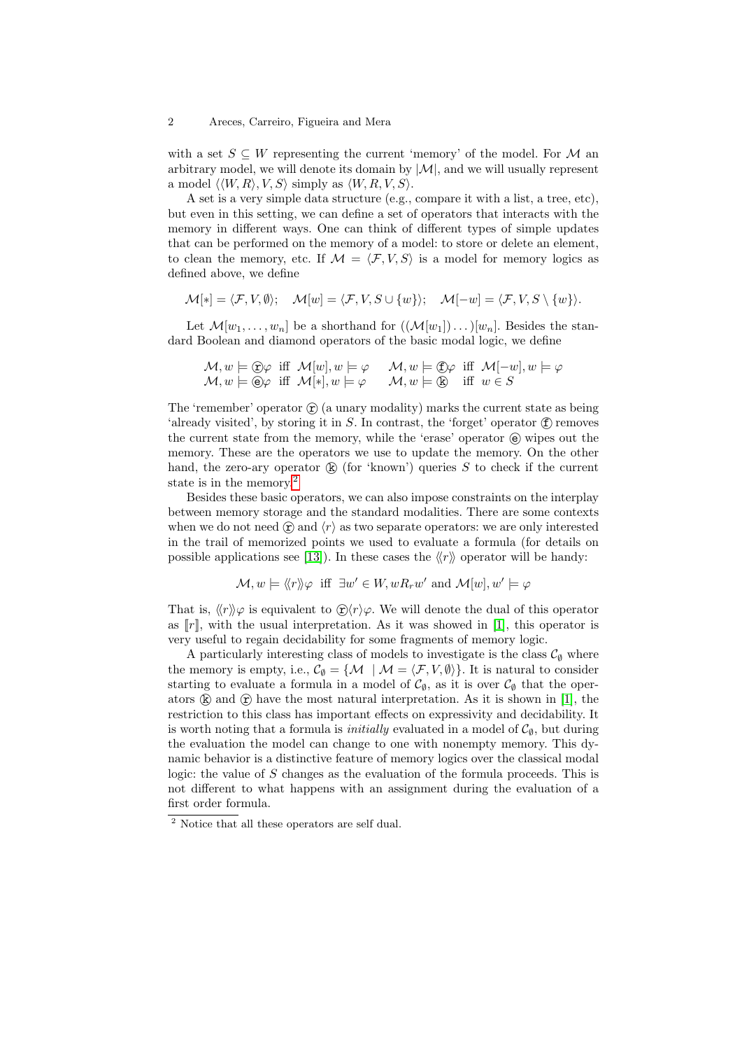with a set $S \subseteq W$ representing the current 'memory' of the model. For $\mathcal{M}$ an arbitrary model, we will denote its domain by $|\mathcal{M}|$, and we will usually represent a model $\langle\langle W, R\rangle, V, S\rangle$ simply as $\langle W, R, V, S\rangle$.

A set is a very simple data structure (e.g., compare it with a list, a tree, etc), but even in this setting, we can define a set of operators that interacts with the memory in different ways. One can think of different types of simple updates that can be performed on the memory of a model: to store or delete an element, to clean the memory, etc. If $\mathcal{M} = \langle \mathcal{F}, V, S\rangle$ is a model for memory logics as defined above, we define

$$\mathcal{M}[*] = \langle \mathcal{F}, V, \emptyset\rangle; \quad \mathcal{M}[w] = \langle \mathcal{F}, V, S \cup \{w\}\rangle; \quad \mathcal{M}[-w] = \langle \mathcal{F}, V, S \setminus \{w\}\rangle.$$

Let $\mathcal{M}[w_1, \ldots, w_n]$ be a shorthand for $((\mathcal{M}[w_1]) \ldots)[w_n]$. Besides the standard Boolean and diamond operators of the basic modal logic, we define

$$\begin{array}{llll} \mathcal{M}, w \models ⓡ\varphi & \text{iff } \mathcal{M}[w], w \models \varphi & \mathcal{M}, w \models ⓕ\varphi & \text{iff } \mathcal{M}[-w], w \models \varphi \\ \mathcal{M}, w \models ⓔ\varphi & \text{iff } \mathcal{M}[*], w \models \varphi & \mathcal{M}, w \models ⓚ & \text{iff } w \in S \end{array}$$

The 'remember' operator ⓡ (a unary modality) marks the current state as being 'already visited', by storing it in $S$. In contrast, the 'forget' operator ⓕ removes the current state from the memory, while the 'erase' operator ⓔ wipes out the memory. These are the operators we use to update the memory. On the other hand, the zero-ary operator ⓚ (for 'known') queries $S$ to check if the current state is in the memory.[2]

Besides these basic operators, we can also impose constraints on the interplay between memory storage and the standard modalities. There are some contexts when we do not need ⓡ and $\langle r\rangle$ as two separate operators: we are only interested in the trail of memorized points we used to evaluate a formula (for details on possible applications see [13]). In these cases the $\langle\!\langle r\rangle\!\rangle$ operator will be handy:

$$\mathcal{M}, w \models \langle\!\langle r\rangle\!\rangle\varphi \text{ iff } \exists w' \in W, wR_r w' \text{ and } \mathcal{M}[w], w' \models \varphi$$

That is, $\langle\!\langle r\rangle\!\rangle\varphi$ is equivalent to ⓡ$\langle r\rangle\varphi$. We will denote the dual of this operator as $[\![r]\!]$, with the usual interpretation. As it was showed in [1], this operator is very useful to regain decidability for some fragments of memory logic.

A particularly interesting class of models to investigate is the class $\mathcal{C}_\emptyset$ where the memory is empty, i.e., $\mathcal{C}_\emptyset = \{\mathcal{M} \mid \mathcal{M} = \langle \mathcal{F}, V, \emptyset\rangle\}$. It is natural to consider starting to evaluate a formula in a model of $\mathcal{C}_\emptyset$, as it is over $\mathcal{C}_\emptyset$ that the operators ⓚ and ⓡ have the most natural interpretation. As it is shown in [1], the restriction to this class has important effects on expressivity and decidability. It is worth noting that a formula is *initially* evaluated in a model of $\mathcal{C}_\emptyset$, but during the evaluation the model can change to one with nonempty memory. This dynamic behavior is a distinctive feature of memory logics over the classical modal logic: the value of $S$ changes as the evaluation of the formula proceeds. This is not different to what happens with an assignment during the evaluation of a first order formula.

[2] Notice that all these operators are self dual.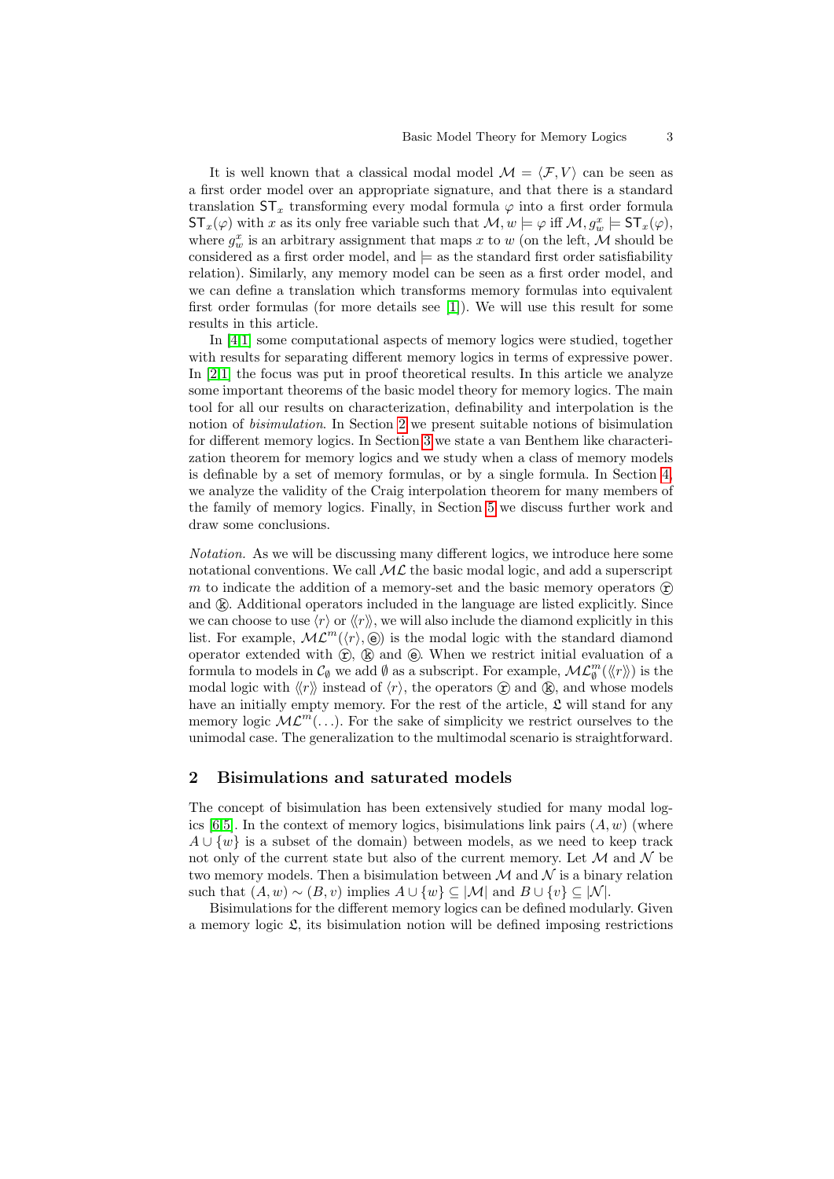It is well known that a classical modal model $\mathcal{M} = \langle \mathcal{F}, V \rangle$ can be seen as a first order model over an appropriate signature, and that there is a standard translation $\mathsf{ST}_x$ transforming every modal formula $\varphi$ into a first order formula $\mathsf{ST}_x(\varphi)$ with $x$ as its only free variable such that $\mathcal{M}, w \models \varphi$ iff $\mathcal{M}, g^x_w \models \mathsf{ST}_x(\varphi)$, where $g^x_w$ is an arbitrary assignment that maps $x$ to $w$ (on the left, $\mathcal{M}$ should be considered as a first order model, and $\models$ as the standard first order satisfiability relation). Similarly, any memory model can be seen as a first order model, and we can define a translation which transforms memory formulas into equivalent first order formulas (for more details see [1]). We will use this result for some results in this article.

In [4,1] some computational aspects of memory logics were studied, together with results for separating different memory logics in terms of expressive power. In [2,1] the focus was put in proof theoretical results. In this article we analyze some important theorems of the basic model theory for memory logics. The main tool for all our results on characterization, definability and interpolation is the notion of *bisimulation*. In Section 2 we present suitable notions of bisimulation for different memory logics. In Section 3 we state a van Benthem like characterization theorem for memory logics and we study when a class of memory models is definable by a set of memory formulas, or by a single formula. In Section 4, we analyze the validity of the Craig interpolation theorem for many members of the family of memory logics. Finally, in Section 5 we discuss further work and draw some conclusions.

*Notation.* As we will be discussing many different logics, we introduce here some notational conventions. We call $\mathcal{ML}$ the basic modal logic, and add a superscript $m$ to indicate the addition of a memory-set and the basic memory operators ⓡ and ⓚ. Additional operators included in the language are listed explicitly. Since we can choose to use $\langle r \rangle$ or $\langle\!\langle r \rangle\!\rangle$, we will also include the diamond explicitly in this list. For example, $\mathcal{ML}^m(\langle r \rangle, ⓔ)$ is the modal logic with the standard diamond operator extended with ⓡ, ⓚ and ⓔ. When we restrict initial evaluation of a formula to models in $\mathcal{C}_\emptyset$ we add $\emptyset$ as a subscript. For example, $\mathcal{ML}^m_\emptyset(\langle\!\langle r \rangle\!\rangle)$ is the modal logic with $\langle\!\langle r \rangle\!\rangle$ instead of $\langle r \rangle$, the operators ⓡ and ⓚ, and whose models have an initially empty memory. For the rest of the article, $\mathfrak{L}$ will stand for any memory logic $\mathcal{ML}^m(\ldots)$. For the sake of simplicity we restrict ourselves to the unimodal case. The generalization to the multimodal scenario is straightforward.

## 2 Bisimulations and saturated models

The concept of bisimulation has been extensively studied for many modal logics [6,5]. In the context of memory logics, bisimulations link pairs $(A, w)$ (where $A \cup \{w\}$ is a subset of the domain) between models, as we need to keep track not only of the current state but also of the current memory. Let $\mathcal{M}$ and $\mathcal{N}$ be two memory models. Then a bisimulation between $\mathcal{M}$ and $\mathcal{N}$ is a binary relation such that $(A, w) \sim (B, v)$ implies $A \cup \{w\} \subseteq |\mathcal{M}|$ and $B \cup \{v\} \subseteq |\mathcal{N}|$.

Bisimulations for the different memory logics can be defined modularly. Given a memory logic $\mathfrak{L}$, its bisimulation notion will be defined imposing restrictions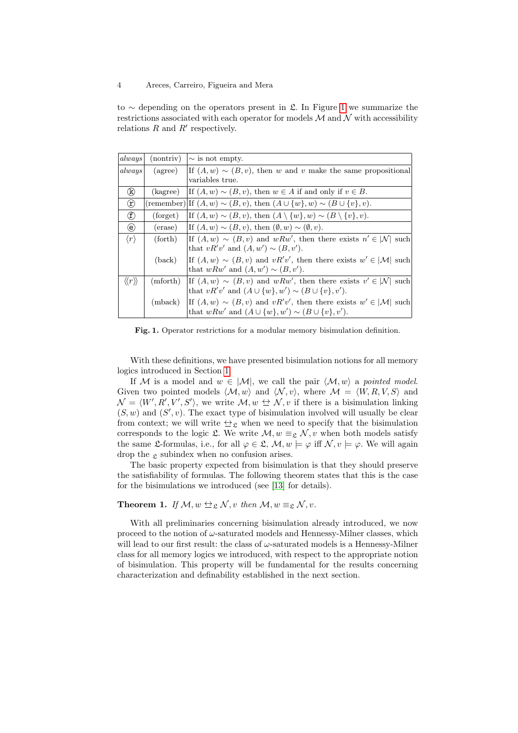to $\sim$ depending on the operators present in $\mathfrak{L}$. In Figure 1 we summarize the restrictions associated with each operator for models $\mathcal{M}$ and $\mathcal{N}$ with accessibility relations $R$ and $R'$ respectively.

| | | |
|---|---|---|
| *always* | (nontriv) | $\sim$ is not empty. |
| *always* | (agree) | If $(A, w) \sim (B, v)$, then $w$ and $v$ make the same propositional variables true. |
| ⓚ | (kagree) | If $(A, w) \sim (B, v)$, then $w \in A$ if and only if $v \in B$. |
| ⓡ | (remember) | If $(A, w) \sim (B, v)$, then $(A \cup \{w\}, w) \sim (B \cup \{v\}, v)$. |
| ⓕ | (forget) | If $(A, w) \sim (B, v)$, then $(A \setminus \{w\}, w) \sim (B \setminus \{v\}, v)$. |
| ⓔ | (erase) | If $(A, w) \sim (B, v)$, then $(\emptyset, w) \sim (\emptyset, v)$. |
| $\langle r \rangle$ | (forth) | If $(A, w) \sim (B, v)$ and $wRw'$, then there exists $n' \in \lvert\mathcal{N}\rvert$ such that $vR'v'$ and $(A, w') \sim (B, v')$. |
| | (back) | If $(A, w) \sim (B, v)$ and $vR'v'$, then there exists $w' \in \lvert\mathcal{M}\rvert$ such that $wRw'$ and $(A, w') \sim (B, v')$. |
| $\langle\langle r \rangle\rangle$ | (mforth) | If $(A, w) \sim (B, v)$ and $wRw'$, then there exists $v' \in \lvert\mathcal{N}\rvert$ such that $vR'v'$ and $(A \cup \{w\}, w') \sim (B \cup \{v\}, v')$. |
| | (mback) | If $(A, w) \sim (B, v)$ and $vR'v'$, then there exists $w' \in \lvert\mathcal{M}\rvert$ such that $wRw'$ and $(A \cup \{w\}, w') \sim (B \cup \{v\}, v')$. |

**Fig. 1.** Operator restrictions for a modular memory bisimulation definition.

With these definitions, we have presented bisimulation notions for all memory logics introduced in Section 1.

If $\mathcal{M}$ is a model and $w \in |\mathcal{M}|$, we call the pair $\langle \mathcal{M}, w \rangle$ a *pointed model*. Given two pointed models $\langle \mathcal{M}, w \rangle$ and $\langle \mathcal{N}, v \rangle$, where $\mathcal{M} = \langle W, R, V, S \rangle$ and $\mathcal{N} = \langle W', R', V', S' \rangle$, we write $\mathcal{M}, w \leftrightarroweq \mathcal{N}, v$ if there is a bisimulation linking $(S, w)$ and $(S', v)$. The exact type of bisimulation involved will usually be clear from context; we will write $\leftrightarroweq_{\mathfrak{L}}$ when we need to specify that the bisimulation corresponds to the logic $\mathfrak{L}$. We write $\mathcal{M}, w \equiv_{\mathfrak{L}} \mathcal{N}, v$ when both models satisfy the same $\mathfrak{L}$-formulas, i.e., for all $\varphi \in \mathfrak{L}$, $\mathcal{M}, w \models \varphi$ iff $\mathcal{N}, v \models \varphi$. We will again drop the $_{\mathfrak{L}}$ subindex when no confusion arises.

The basic property expected from bisimulation is that they should preserve the satisfiability of formulas. The following theorem states that this is the case for the bisimulations we introduced (see [13] for details).

**Theorem 1.** *If* $\mathcal{M}, w \leftrightarroweq_{\mathfrak{L}} \mathcal{N}, v$ *then* $\mathcal{M}, w \equiv_{\mathfrak{L}} \mathcal{N}, v$.

With all preliminaries concerning bisimulation already introduced, we now proceed to the notion of $\omega$-saturated models and Hennessy-Milner classes, which will lead to our first result: the class of $\omega$-saturated models is a Hennessy-Milner class for all memory logics we introduced, with respect to the appropriate notion of bisimulation. This property will be fundamental for the results concerning characterization and definability established in the next section.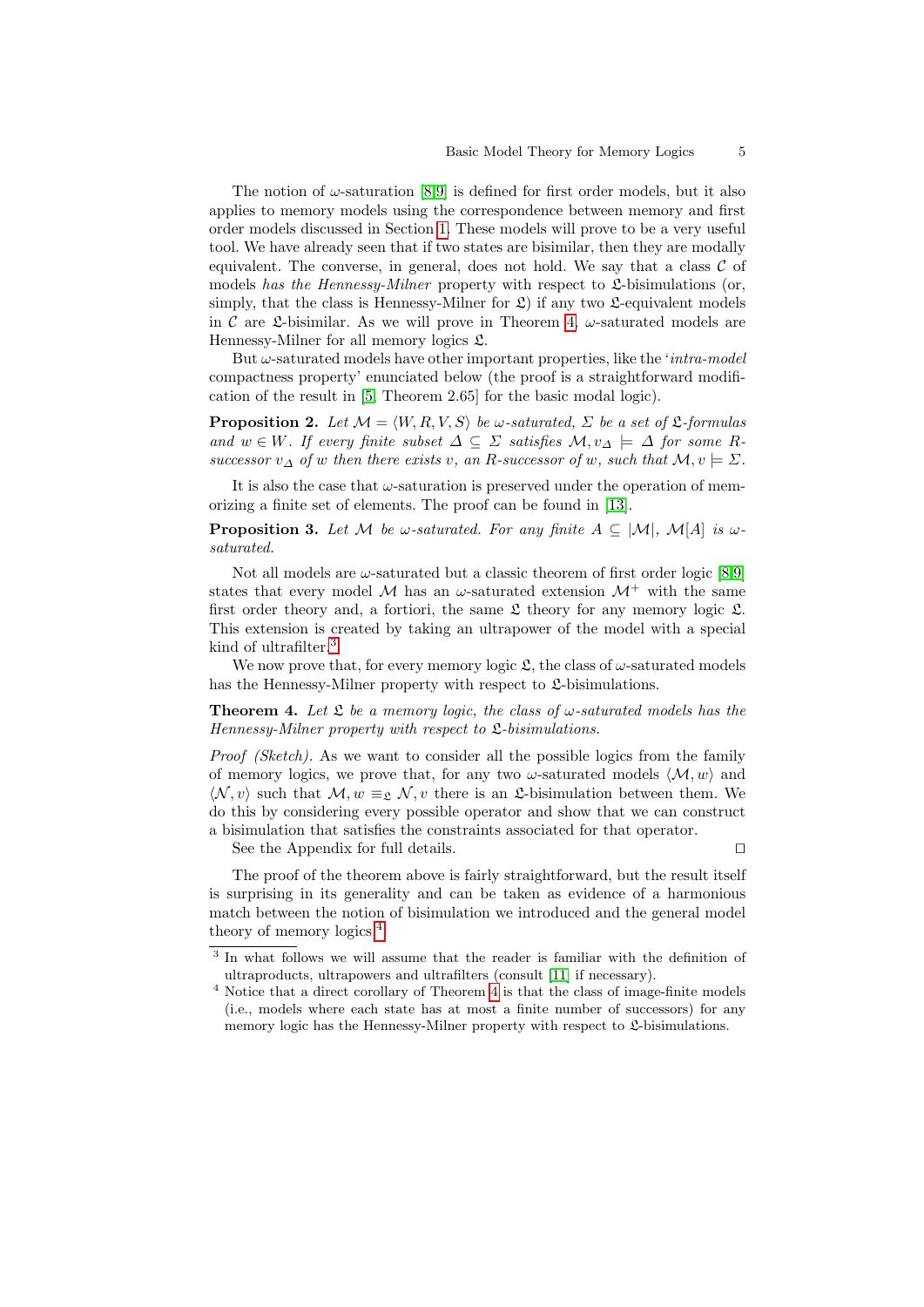The notion of $\omega$-saturation [8,9] is defined for first order models, but it also applies to memory models using the correspondence between memory and first order models discussed in Section 1. These models will prove to be a very useful tool. We have already seen that if two states are bisimilar, then they are modally equivalent. The converse, in general, does not hold. We say that a class $\mathcal{C}$ of models *has the Hennessy-Milner* property with respect to $\mathfrak{L}$-bisimulations (or, simply, that the class is Hennessy-Milner for $\mathfrak{L}$) if any two $\mathfrak{L}$-equivalent models in $\mathcal{C}$ are $\mathfrak{L}$-bisimilar. As we will prove in Theorem 4, $\omega$-saturated models are Hennessy-Milner for all memory logics $\mathfrak{L}$.

But $\omega$-saturated models have other important properties, like the '*intra-model* compactness property' enunciated below (the proof is a straightforward modification of the result in [5, Theorem 2.65] for the basic modal logic).

**Proposition 2.** *Let $\mathcal{M} = \langle W, R, V, S \rangle$ be $\omega$-saturated, $\Sigma$ be a set of $\mathfrak{L}$-formulas and $w \in W$. If every finite subset $\Delta \subseteq \Sigma$ satisfies $\mathcal{M}, v_\Delta \models \Delta$ for some $R$-successor $v_\Delta$ of $w$ then there exists $v$, an $R$-successor of $w$, such that $\mathcal{M}, v \models \Sigma$.*

It is also the case that $\omega$-saturation is preserved under the operation of memorizing a finite set of elements. The proof can be found in [13].

**Proposition 3.** *Let $\mathcal{M}$ be $\omega$-saturated. For any finite $A \subseteq |\mathcal{M}|$, $\mathcal{M}[A]$ is $\omega$-saturated.*

Not all models are $\omega$-saturated but a classic theorem of first order logic [8,9] states that every model $\mathcal{M}$ has an $\omega$-saturated extension $\mathcal{M}^+$ with the same first order theory and, a fortiori, the same $\mathfrak{L}$ theory for any memory logic $\mathfrak{L}$. This extension is created by taking an ultrapower of the model with a special kind of ultrafilter.[3]

We now prove that, for every memory logic $\mathfrak{L}$, the class of $\omega$-saturated models has the Hennessy-Milner property with respect to $\mathfrak{L}$-bisimulations.

**Theorem 4.** *Let $\mathfrak{L}$ be a memory logic, the class of $\omega$-saturated models has the Hennessy-Milner property with respect to $\mathfrak{L}$-bisimulations.*

*Proof (Sketch).* As we want to consider all the possible logics from the family of memory logics, we prove that, for any two $\omega$-saturated models $\langle \mathcal{M}, w \rangle$ and $\langle \mathcal{N}, v \rangle$ such that $\mathcal{M}, w \equiv_{\mathfrak{L}} \mathcal{N}, v$ there is an $\mathfrak{L}$-bisimulation between them. We do this by considering every possible operator and show that we can construct a bisimulation that satisfies the constraints associated for that operator.

See the Appendix for full details. □

The proof of the theorem above is fairly straightforward, but the result itself is surprising in its generality and can be taken as evidence of a harmonious match between the notion of bisimulation we introduced and the general model theory of memory logics.[4]

---

[3] In what follows we will assume that the reader is familiar with the definition of ultraproducts, ultrapowers and ultrafilters (consult [11] if necessary).

[4] Notice that a direct corollary of Theorem 4 is that the class of image-finite models (i.e., models where each state has at most a finite number of successors) for any memory logic has the Hennessy-Milner property with respect to $\mathfrak{L}$-bisimulations.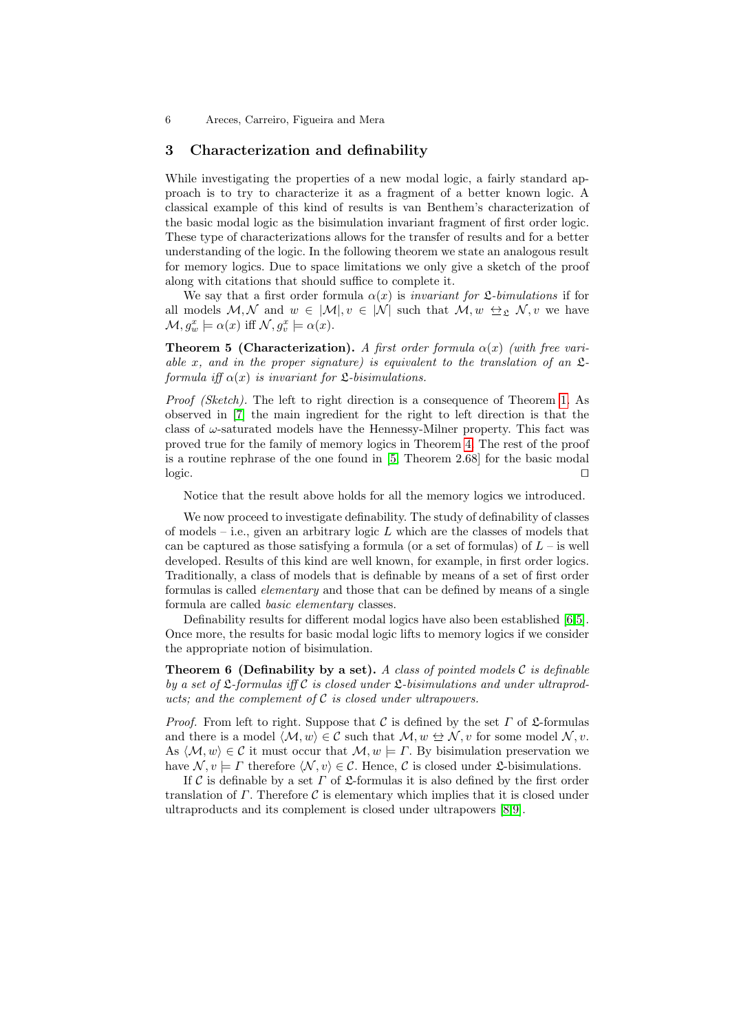## 3 Characterization and definability

While investigating the properties of a new modal logic, a fairly standard approach is to try to characterize it as a fragment of a better known logic. A classical example of this kind of results is van Benthem's characterization of the basic modal logic as the bisimulation invariant fragment of first order logic. These type of characterizations allows for the transfer of results and for a better understanding of the logic. In the following theorem we state an analogous result for memory logics. Due to space limitations we only give a sketch of the proof along with citations that should suffice to complete it.

We say that a first order formula $\alpha(x)$ is *invariant for* $\mathfrak{L}$*-bimulations* if for all models $\mathcal{M}, \mathcal{N}$ and $w \in |\mathcal{M}|, v \in |\mathcal{N}|$ such that $\mathcal{M}, w \leftrightarroweq_{\mathfrak{L}} \mathcal{N}, v$ we have $\mathcal{M}, g^x_w \models \alpha(x)$ iff $\mathcal{N}, g^x_v \models \alpha(x)$.

**Theorem 5 (Characterization).** *A first order formula $\alpha(x)$ (with free variable $x$, and in the proper signature) is equivalent to the translation of an $\mathfrak{L}$-formula iff $\alpha(x)$ is invariant for $\mathfrak{L}$-bisimulations.*

*Proof (Sketch).* The left to right direction is a consequence of Theorem 1. As observed in [7] the main ingredient for the right to left direction is that the class of $\omega$-saturated models have the Hennessy-Milner property. This fact was proved true for the family of memory logics in Theorem 4. The rest of the proof is a routine rephrase of the one found in [5, Theorem 2.68] for the basic modal logic. □

Notice that the result above holds for all the memory logics we introduced.

We now proceed to investigate definability. The study of definability of classes of models – i.e., given an arbitrary logic $L$ which are the classes of models that can be captured as those satisfying a formula (or a set of formulas) of $L$ – is well developed. Results of this kind are well known, for example, in first order logics. Traditionally, a class of models that is definable by means of a set of first order formulas is called *elementary* and those that can be defined by means of a single formula are called *basic elementary* classes.

Definability results for different modal logics have also been established [6,5]. Once more, the results for basic modal logic lifts to memory logics if we consider the appropriate notion of bisimulation.

**Theorem 6 (Definability by a set).** *A class of pointed models $\mathcal{C}$ is definable by a set of $\mathfrak{L}$-formulas iff $\mathcal{C}$ is closed under $\mathfrak{L}$-bisimulations and under ultraproducts; and the complement of $\mathcal{C}$ is closed under ultrapowers.*

*Proof.* From left to right. Suppose that $\mathcal{C}$ is defined by the set $\Gamma$ of $\mathfrak{L}$-formulas and there is a model $\langle \mathcal{M}, w \rangle \in \mathcal{C}$ such that $\mathcal{M}, w \leftrightarroweq \mathcal{N}, v$ for some model $\mathcal{N}, v$. As $\langle \mathcal{M}, w \rangle \in \mathcal{C}$ it must occur that $\mathcal{M}, w \models \Gamma$. By bisimulation preservation we have $\mathcal{N}, v \models \Gamma$ therefore $\langle \mathcal{N}, v \rangle \in \mathcal{C}$. Hence, $\mathcal{C}$ is closed under $\mathfrak{L}$-bisimulations.

If $\mathcal{C}$ is definable by a set $\Gamma$ of $\mathfrak{L}$-formulas it is also defined by the first order translation of $\Gamma$. Therefore $\mathcal{C}$ is elementary which implies that it is closed under ultraproducts and its complement is closed under ultrapowers [8,9].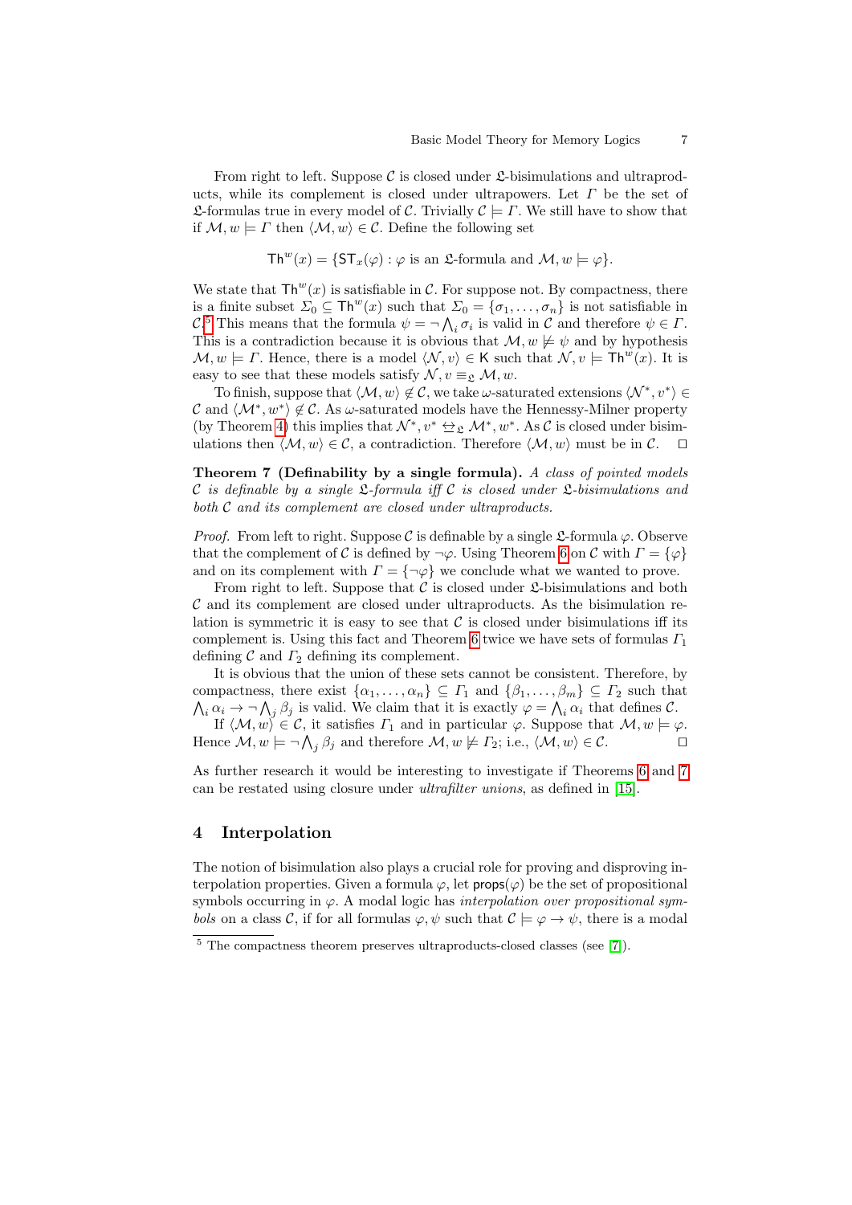From right to left. Suppose $\mathcal{C}$ is closed under $\mathfrak{L}$-bisimulations and ultraproducts, while its complement is closed under ultrapowers. Let $\Gamma$ be the set of $\mathfrak{L}$-formulas true in every model of $\mathcal{C}$. Trivially $\mathcal{C} \models \Gamma$. We still have to show that if $\mathcal{M}, w \models \Gamma$ then $\langle \mathcal{M}, w \rangle \in \mathcal{C}$. Define the following set

$$\mathsf{Th}^w(x) = \{\mathsf{ST}_x(\varphi) : \varphi \text{ is an } \mathfrak{L}\text{-formula and } \mathcal{M}, w \models \varphi\}.$$

We state that $\mathsf{Th}^w(x)$ is satisfiable in $\mathcal{C}$. For suppose not. By compactness, there is a finite subset $\Sigma_0 \subseteq \mathsf{Th}^w(x)$ such that $\Sigma_0 = \{\sigma_1, \ldots, \sigma_n\}$ is not satisfiable in $\mathcal{C}$.[5] This means that the formula $\psi = \neg \bigwedge_i \sigma_i$ is valid in $\mathcal{C}$ and therefore $\psi \in \Gamma$. This is a contradiction because it is obvious that $\mathcal{M}, w \not\models \psi$ and by hypothesis $\mathcal{M}, w \models \Gamma$. Hence, there is a model $\langle \mathcal{N}, v \rangle \in \mathsf{K}$ such that $\mathcal{N}, v \models \mathsf{Th}^w(x)$. It is easy to see that these models satisfy $\mathcal{N}, v \equiv_{\mathfrak{L}} \mathcal{M}, w$.

To finish, suppose that $\langle \mathcal{M}, w \rangle \notin \mathcal{C}$, we take $\omega$-saturated extensions $\langle \mathcal{N}^*, v^* \rangle \in \mathcal{C}$ and $\langle \mathcal{M}^*, w^* \rangle \notin \mathcal{C}$. As $\omega$-saturated models have the Hennessy-Milner property (by Theorem 4) this implies that $\mathcal{N}^*, v^* \leftrightarroweq_{\mathfrak{L}} \mathcal{M}^*, w^*$. As $\mathcal{C}$ is closed under bisimulations then $\langle \mathcal{M}, w \rangle \in \mathcal{C}$, a contradiction. Therefore $\langle \mathcal{M}, w \rangle$ must be in $\mathcal{C}$. □

**Theorem 7 (Definability by a single formula).** *A class of pointed models $\mathcal{C}$ is definable by a single $\mathfrak{L}$-formula iff $\mathcal{C}$ is closed under $\mathfrak{L}$-bisimulations and both $\mathcal{C}$ and its complement are closed under ultraproducts.*

*Proof.* From left to right. Suppose $\mathcal{C}$ is definable by a single $\mathfrak{L}$-formula $\varphi$. Observe that the complement of $\mathcal{C}$ is defined by $\neg\varphi$. Using Theorem 6 on $\mathcal{C}$ with $\Gamma = \{\varphi\}$ and on its complement with $\Gamma = \{\neg\varphi\}$ we conclude what we wanted to prove.

From right to left. Suppose that $\mathcal{C}$ is closed under $\mathfrak{L}$-bisimulations and both $\mathcal{C}$ and its complement are closed under ultraproducts. As the bisimulation relation is symmetric it is easy to see that $\mathcal{C}$ is closed under bisimulations iff its complement is. Using this fact and Theorem 6 twice we have sets of formulas $\Gamma_1$ defining $\mathcal{C}$ and $\Gamma_2$ defining its complement.

It is obvious that the union of these sets cannot be consistent. Therefore, by compactness, there exist $\{\alpha_1, \ldots, \alpha_n\} \subseteq \Gamma_1$ and $\{\beta_1, \ldots, \beta_m\} \subseteq \Gamma_2$ such that $\bigwedge_i \alpha_i \to \neg \bigwedge_j \beta_j$ is valid. We claim that it is exactly $\varphi = \bigwedge_i \alpha_i$ that defines $\mathcal{C}$.

If $\langle \mathcal{M}, w \rangle \in \mathcal{C}$, it satisfies $\Gamma_1$ and in particular $\varphi$. Suppose that $\mathcal{M}, w \models \varphi$. Hence $\mathcal{M}, w \models \neg \bigwedge_j \beta_j$ and therefore $\mathcal{M}, w \not\models \Gamma_2$; i.e., $\langle \mathcal{M}, w \rangle \in \mathcal{C}$. □

As further research it would be interesting to investigate if Theorems 6 and 7 can be restated using closure under *ultrafilter unions*, as defined in [15].

## 4 Interpolation

The notion of bisimulation also plays a crucial role for proving and disproving interpolation properties. Given a formula $\varphi$, let $\mathsf{props}(\varphi)$ be the set of propositional symbols occurring in $\varphi$. A modal logic has *interpolation over propositional symbols* on a class $\mathcal{C}$, if for all formulas $\varphi, \psi$ such that $\mathcal{C} \models \varphi \to \psi$, there is a modal

[5] The compactness theorem preserves ultraproducts-closed classes (see [7]).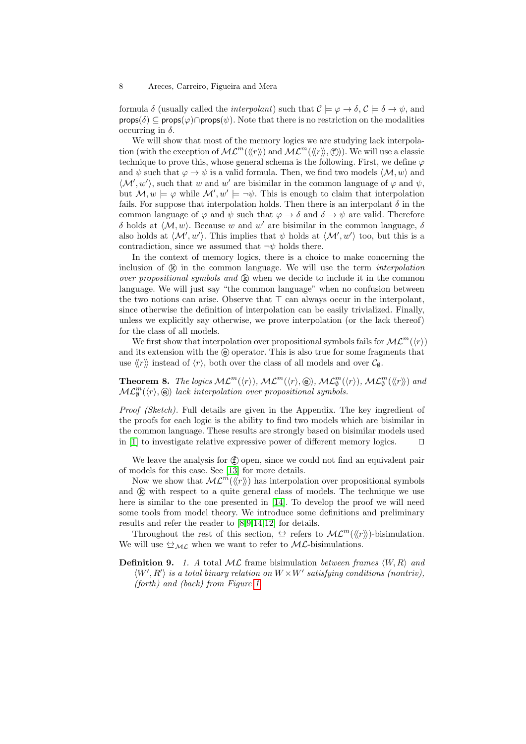formula $\delta$ (usually called the *interpolant*) such that $\mathcal{C} \models \varphi \rightarrow \delta$, $\mathcal{C} \models \delta \rightarrow \psi$, and $\mathsf{props}(\delta) \subseteq \mathsf{props}(\varphi) \cap \mathsf{props}(\psi)$. Note that there is no restriction on the modalities occurring in $\delta$.

We will show that most of the memory logics we are studying lack interpolation (with the exception of $\mathcal{ML}^m(\langle\!\langle r \rangle\!\rangle)$ and $\mathcal{ML}^m(\langle\!\langle r \rangle\!\rangle, ⓕ)$). We will use a classic technique to prove this, whose general schema is the following. First, we define $\varphi$ and $\psi$ such that $\varphi \rightarrow \psi$ is a valid formula. Then, we find two models $\langle \mathcal{M}, w \rangle$ and $\langle \mathcal{M}', w' \rangle$, such that $w$ and $w'$ are bisimilar in the common language of $\varphi$ and $\psi$, but $\mathcal{M}, w \models \varphi$ while $\mathcal{M}', w' \models \neg\psi$. This is enough to claim that interpolation fails. For suppose that interpolation holds. Then there is an interpolant $\delta$ in the common language of $\varphi$ and $\psi$ such that $\varphi \rightarrow \delta$ and $\delta \rightarrow \psi$ are valid. Therefore $\delta$ holds at $\langle \mathcal{M}, w \rangle$. Because $w$ and $w'$ are bisimilar in the common language, $\delta$ also holds at $\langle \mathcal{M}', w' \rangle$. This implies that $\psi$ holds at $\langle \mathcal{M}', w' \rangle$ too, but this is a contradiction, since we assumed that $\neg\psi$ holds there.

In the context of memory logics, there is a choice to make concerning the inclusion of ⓚ in the common language. We will use the term *interpolation over propositional symbols and* ⓚ when we decide to include it in the common language. We will just say "the common language" when no confusion between the two notions can arise. Observe that $\top$ can always occur in the interpolant, since otherwise the definition of interpolation can be easily trivialized. Finally, unless we explicitly say otherwise, we prove interpolation (or the lack thereof) for the class of all models.

We first show that interpolation over propositional symbols fails for $\mathcal{ML}^m(\langle r \rangle)$ and its extension with the ⓔ operator. This is also true for some fragments that use $\langle\!\langle r \rangle\!\rangle$ instead of $\langle r \rangle$, both over the class of all models and over $\mathcal{C}_\emptyset$.

**Theorem 8.** *The logics $\mathcal{ML}^m(\langle r \rangle)$, $\mathcal{ML}^m(\langle r \rangle, ⓔ)$, $\mathcal{ML}^m_\emptyset(\langle r \rangle)$, $\mathcal{ML}^m_\emptyset(\langle\!\langle r \rangle\!\rangle)$ and $\mathcal{ML}^m_\emptyset(\langle r \rangle, ⓔ)$ lack interpolation over propositional symbols.*

*Proof (Sketch).* Full details are given in the Appendix. The key ingredient of the proofs for each logic is the ability to find two models which are bisimilar in the common language. These results are strongly based on bisimilar models used in [1] to investigate relative expressive power of different memory logics. $\square$

We leave the analysis for ⓕ open, since we could not find an equivalent pair of models for this case. See [13] for more details.

Now we show that $\mathcal{ML}^m(\langle\!\langle r \rangle\!\rangle)$ has interpolation over propositional symbols and ⓚ with respect to a quite general class of models. The technique we use here is similar to the one presented in [14]. To develop the proof we will need some tools from model theory. We introduce some definitions and preliminary results and refer the reader to [8,9,14,12] for details.

Throughout the rest of this section, $\leftrightarroweq$ refers to $\mathcal{ML}^m(\langle\!\langle r \rangle\!\rangle)$-bisimulation. We will use $\leftrightarroweq_{\mathcal{ML}}$ when we want to refer to $\mathcal{ML}$-bisimulations.

**Definition 9.** *1. A* total $\mathcal{ML}$ frame bisimulation *between frames $\langle W, R \rangle$ and $\langle W', R' \rangle$ is a total binary relation on $W \times W'$ satisfying conditions (nontriv), (forth) and (back) from Figure 1.*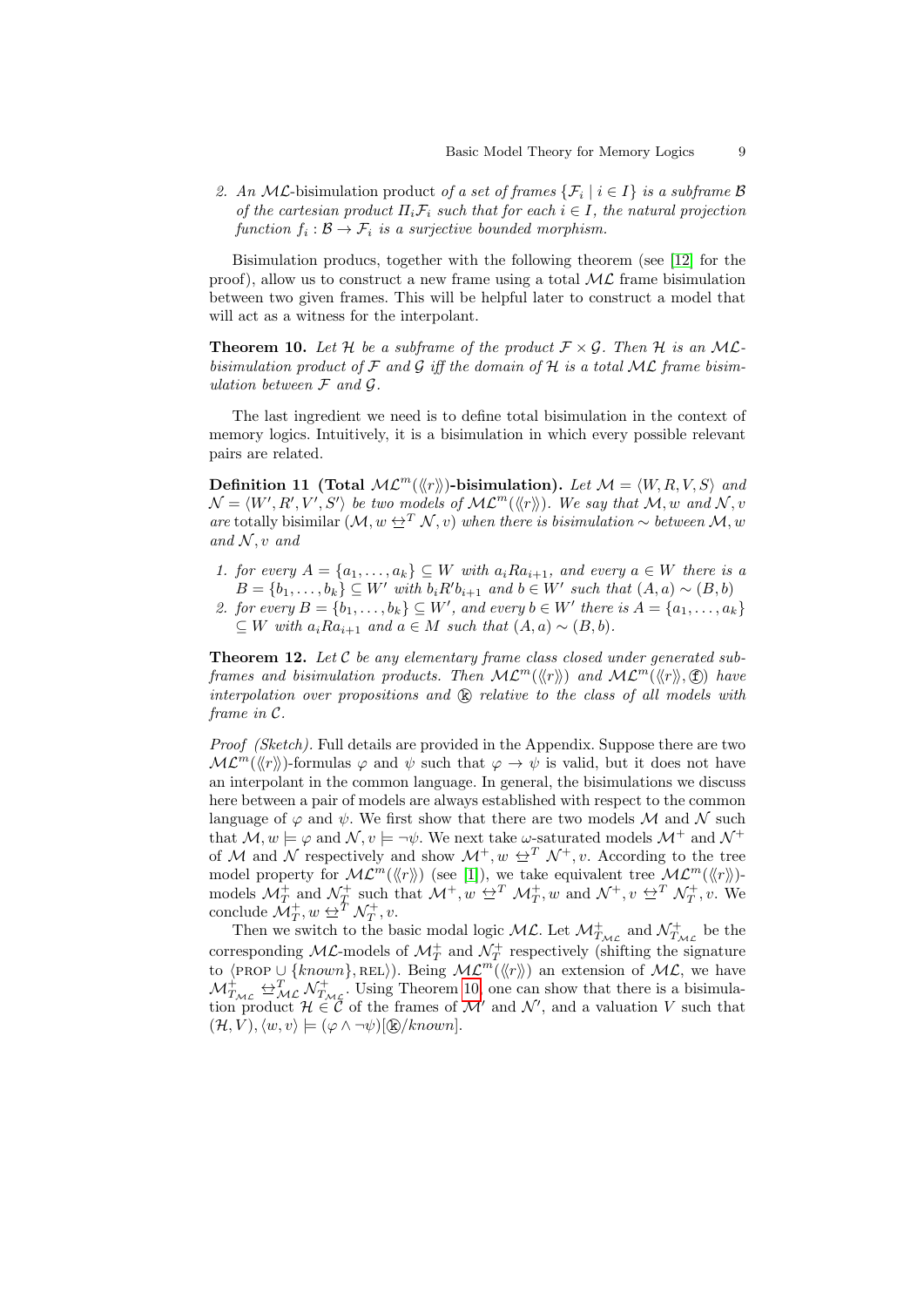2. *An* $\mathcal{ML}$-bisimulation product *of a set of frames* $\{\mathcal{F}_i \mid i \in I\}$ *is a subframe* $\mathcal{B}$ *of the cartesian product* $\Pi_i \mathcal{F}_i$ *such that for each* $i \in I$*, the natural projection function* $f_i : \mathcal{B} \to \mathcal{F}_i$ *is a surjective bounded morphism.*

Bisimulation producs, together with the following theorem (see [12] for the proof), allow us to construct a new frame using a total $\mathcal{ML}$ frame bisimulation between two given frames. This will be helpful later to construct a model that will act as a witness for the interpolant.

**Theorem 10.** *Let* $\mathcal{H}$ *be a subframe of the product* $\mathcal{F} \times \mathcal{G}$*. Then* $\mathcal{H}$ *is an* $\mathcal{ML}$*-bisimulation product of* $\mathcal{F}$ *and* $\mathcal{G}$ *iff the domain of* $\mathcal{H}$ *is a total* $\mathcal{ML}$ *frame bisimulation between* $\mathcal{F}$ *and* $\mathcal{G}$*.*

The last ingredient we need is to define total bisimulation in the context of memory logics. Intuitively, it is a bisimulation in which every possible relevant pairs are related.

**Definition 11 (Total $\mathcal{ML}^m(\langle\!\langle r \rangle\!\rangle)$-bisimulation).** *Let* $\mathcal{M} = \langle W, R, V, S \rangle$ *and* $\mathcal{N} = \langle W', R', V', S' \rangle$ *be two models of* $\mathcal{ML}^m(\langle\!\langle r \rangle\!\rangle)$*. We say that* $\mathcal{M}, w$ *and* $\mathcal{N}, v$ *are* totally bisimilar *(*$\mathcal{M}, w \leftrightarroweq^T \mathcal{N}, v$*) when there is bisimulation* $\sim$ *between* $\mathcal{M}, w$ *and* $\mathcal{N}, v$ *and*

1. *for every* $A = \{a_1, \ldots, a_k\} \subseteq W$ *with* $a_i R a_{i+1}$*, and every* $a \in W$ *there is a* $B = \{b_1, \ldots, b_k\} \subseteq W'$ *with* $b_i R' b_{i+1}$ *and* $b \in W'$ *such that* $(A, a) \sim (B, b)$
2. *for every* $B = \{b_1, \ldots, b_k\} \subseteq W'$*, and every* $b \in W'$ *there is* $A = \{a_1, \ldots, a_k\} \subseteq W$ *with* $a_i R a_{i+1}$ *and* $a \in M$ *such that* $(A, a) \sim (B, b)$*.*

**Theorem 12.** *Let* $\mathcal{C}$ *be any elementary frame class closed under generated subframes and bisimulation products. Then* $\mathcal{ML}^m(\langle\!\langle r \rangle\!\rangle)$ *and* $\mathcal{ML}^m(\langle\!\langle r \rangle\!\rangle, ⓕ)$ *have interpolation over propositions and* ⓚ *relative to the class of all models with frame in* $\mathcal{C}$*.*

*Proof (Sketch).* Full details are provided in the Appendix. Suppose there are two $\mathcal{ML}^m(\langle\!\langle r \rangle\!\rangle)$-formulas $\varphi$ and $\psi$ such that $\varphi \to \psi$ is valid, but it does not have an interpolant in the common language. In general, the bisimulations we discuss here between a pair of models are always established with respect to the common language of $\varphi$ and $\psi$. We first show that there are two models $\mathcal{M}$ and $\mathcal{N}$ such that $\mathcal{M}, w \models \varphi$ and $\mathcal{N}, v \models \neg\psi$. We next take $\omega$-saturated models $\mathcal{M}^+$ and $\mathcal{N}^+$ of $\mathcal{M}$ and $\mathcal{N}$ respectively and show $\mathcal{M}^+, w \leftrightarroweq^T \mathcal{N}^+, v$. According to the tree model property for $\mathcal{ML}^m(\langle\!\langle r \rangle\!\rangle)$ (see [1]), we take equivalent tree $\mathcal{ML}^m(\langle\!\langle r \rangle\!\rangle)$-models $\mathcal{M}^+_T$ and $\mathcal{N}^+_T$ such that $\mathcal{M}^+, w \leftrightarroweq^T \mathcal{M}^+_T, w$ and $\mathcal{N}^+, v \leftrightarroweq^T \mathcal{N}^+_T, v$. We conclude $\mathcal{M}^+_T, w \leftrightarroweq^T \mathcal{N}^+_T, v$.

Then we switch to the basic modal logic $\mathcal{ML}$. Let $\mathcal{M}^+_{T_{\mathcal{ML}}}$ and $\mathcal{N}^+_{T_{\mathcal{ML}}}$ be the corresponding $\mathcal{ML}$-models of $\mathcal{M}^+_T$ and $\mathcal{N}^+_T$ respectively (shifting the signature to $\langle \text{PROP} \cup \{known\}, \text{REL} \rangle$). Being $\mathcal{ML}^m(\langle\!\langle r \rangle\!\rangle)$ an extension of $\mathcal{ML}$, we have $\mathcal{M}^+_{T_{\mathcal{ML}}} \leftrightarroweq^T_{\mathcal{ML}} \mathcal{N}^+_{T_{\mathcal{ML}}}$. Using Theorem 10, one can show that there is a bisimulation product $\mathcal{H} \in \mathcal{C}$ of the frames of $\mathcal{M}'$ and $\mathcal{N}'$, and a valuation $V$ such that $(\mathcal{H}, V), \langle w, v \rangle \models (\varphi \wedge \neg\psi)[ⓚ/known]$.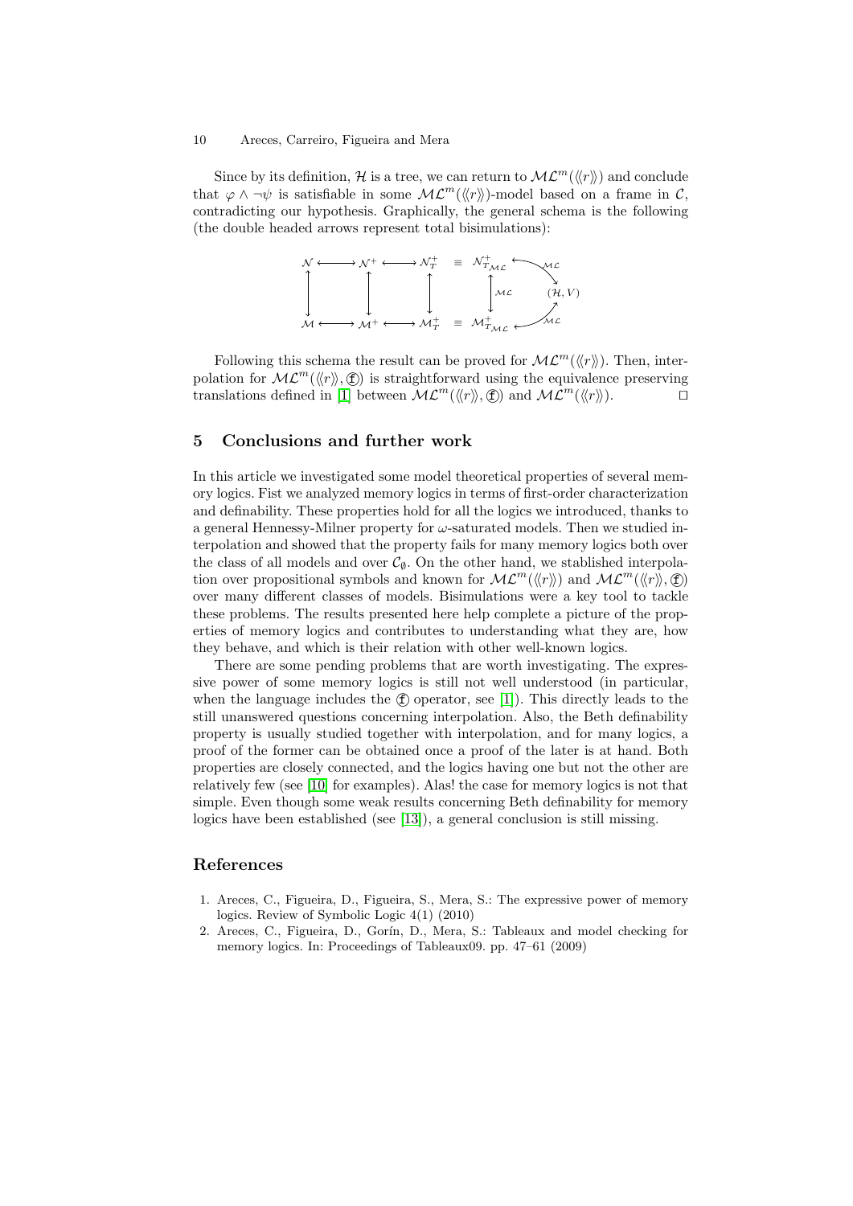Since by its definition, $\mathcal{H}$ is a tree, we can return to $\mathcal{ML}^m(\langle\!\langle r \rangle\!\rangle)$ and conclude that $\varphi \wedge \neg\psi$ is satisfiable in some $\mathcal{ML}^m(\langle\!\langle r \rangle\!\rangle)$-model based on a frame in $\mathcal{C}$, contradicting our hypothesis. Graphically, the general schema is the following (the double headed arrows represent total bisimulations):

$$
\begin{array}{ccccccccc}
\mathcal{N} & \longleftrightarrow & \mathcal{N}^+ & \longleftrightarrow & \mathcal{N}^+_T & \equiv & \mathcal{N}^+_{T_{\mathcal{ML}}} & \overset{\mathcal{ML}}{\longleftrightarrow} & \\
\updownarrow & & \updownarrow & & \updownarrow & & \updownarrow {\scriptstyle \mathcal{ML}} & & (\mathcal{H}, V) \\
\mathcal{M} & \longleftrightarrow & \mathcal{M}^+ & \longleftrightarrow & \mathcal{M}^+_T & \equiv & \mathcal{M}^+_{T_{\mathcal{ML}}} & \overset{\mathcal{ML}}{\longleftrightarrow} &
\end{array}
$$

Following this schema the result can be proved for $\mathcal{ML}^m(\langle\!\langle r \rangle\!\rangle)$. Then, interpolation for $\mathcal{ML}^m(\langle\!\langle r \rangle\!\rangle, \textcircled{f})$ is straightforward using the equivalence preserving translations defined in [1] between $\mathcal{ML}^m(\langle\!\langle r \rangle\!\rangle, \textcircled{f})$ and $\mathcal{ML}^m(\langle\!\langle r \rangle\!\rangle)$. $\square$

## 5 Conclusions and further work

In this article we investigated some model theoretical properties of several memory logics. Fist we analyzed memory logics in terms of first-order characterization and definability. These properties hold for all the logics we introduced, thanks to a general Hennessy-Milner property for $\omega$-saturated models. Then we studied interpolation and showed that the property fails for many memory logics both over the class of all models and over $\mathcal{C}_\emptyset$. On the other hand, we stablished interpolation over propositional symbols and known for $\mathcal{ML}^m(\langle\!\langle r \rangle\!\rangle)$ and $\mathcal{ML}^m(\langle\!\langle r \rangle\!\rangle, \textcircled{f})$ over many different classes of models. Bisimulations were a key tool to tackle these problems. The results presented here help complete a picture of the properties of memory logics and contributes to understanding what they are, how they behave, and which is their relation with other well-known logics.

There are some pending problems that are worth investigating. The expressive power of some memory logics is still not well understood (in particular, when the language includes the $\textcircled{f}$ operator, see [1]). This directly leads to the still unanswered questions concerning interpolation. Also, the Beth definability property is usually studied together with interpolation, and for many logics, a proof of the former can be obtained once a proof of the later is at hand. Both properties are closely connected, and the logics having one but not the other are relatively few (see [10] for examples). Alas! the case for memory logics is not that simple. Even though some weak results concerning Beth definability for memory logics have been established (see [13]), a general conclusion is still missing.

## References

1. Areces, C., Figueira, D., Figueira, S., Mera, S.: The expressive power of memory logics. Review of Symbolic Logic 4(1) (2010)
2. Areces, C., Figueira, D., Gorín, D., Mera, S.: Tableaux and model checking for memory logics. In: Proceedings of Tableaux09. pp. 47–61 (2009)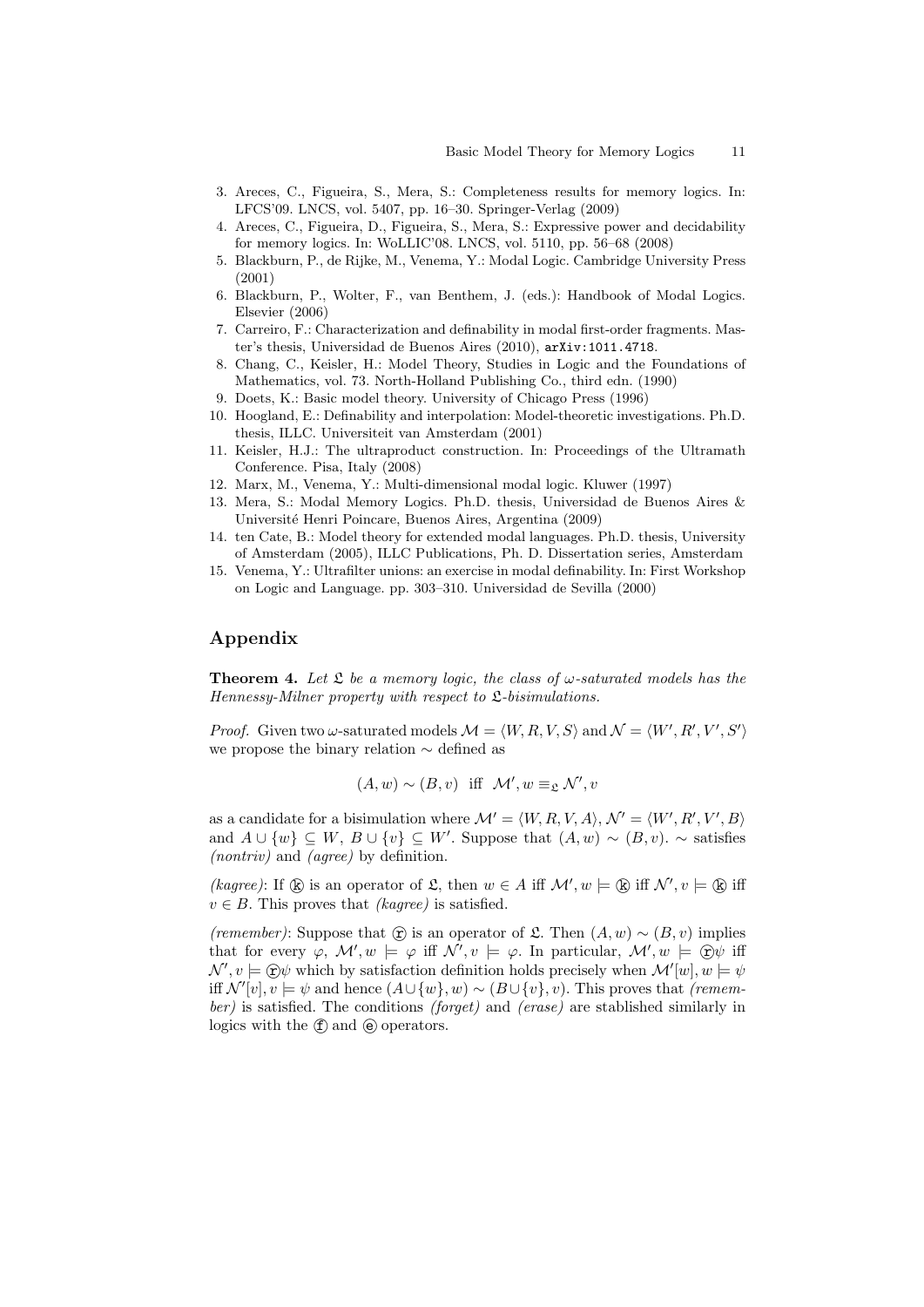3. Areces, C., Figueira, S., Mera, S.: Completeness results for memory logics. In: LFCS'09. LNCS, vol. 5407, pp. 16–30. Springer-Verlag (2009)
4. Areces, C., Figueira, D., Figueira, S., Mera, S.: Expressive power and decidability for memory logics. In: WoLLIC'08. LNCS, vol. 5110, pp. 56–68 (2008)
5. Blackburn, P., de Rijke, M., Venema, Y.: Modal Logic. Cambridge University Press (2001)
6. Blackburn, P., Wolter, F., van Benthem, J. (eds.): Handbook of Modal Logics. Elsevier (2006)
7. Carreiro, F.: Characterization and definability in modal first-order fragments. Master's thesis, Universidad de Buenos Aires (2010), arXiv:1011.4718.
8. Chang, C., Keisler, H.: Model Theory, Studies in Logic and the Foundations of Mathematics, vol. 73. North-Holland Publishing Co., third edn. (1990)
9. Doets, K.: Basic model theory. University of Chicago Press (1996)
10. Hoogland, E.: Definability and interpolation: Model-theoretic investigations. Ph.D. thesis, ILLC. Universiteit van Amsterdam (2001)
11. Keisler, H.J.: The ultraproduct construction. In: Proceedings of the Ultramath Conference. Pisa, Italy (2008)
12. Marx, M., Venema, Y.: Multi-dimensional modal logic. Kluwer (1997)
13. Mera, S.: Modal Memory Logics. Ph.D. thesis, Universidad de Buenos Aires & Université Henri Poincare, Buenos Aires, Argentina (2009)
14. ten Cate, B.: Model theory for extended modal languages. Ph.D. thesis, University of Amsterdam (2005), ILLC Publications, Ph. D. Dissertation series, Amsterdam
15. Venema, Y.: Ultrafilter unions: an exercise in modal definability. In: First Workshop on Logic and Language. pp. 303–310. Universidad de Sevilla (2000)

# Appendix

**Theorem 4.** *Let $\mathfrak{L}$ be a memory logic, the class of $\omega$-saturated models has the Hennessy-Milner property with respect to $\mathfrak{L}$-bisimulations.*

*Proof.* Given two $\omega$-saturated models $\mathcal{M} = \langle W, R, V, S\rangle$ and $\mathcal{N} = \langle W', R', V', S'\rangle$ we propose the binary relation $\sim$ defined as

$$(A, w) \sim (B, v) \ \text{ iff } \ \mathcal{M}', w \equiv_{\mathfrak{L}} \mathcal{N}', v$$

as a candidate for a bisimulation where $\mathcal{M}' = \langle W, R, V, A\rangle$, $\mathcal{N}' = \langle W', R', V', B\rangle$ and $A \cup \{w\} \subseteq W$, $B \cup \{v\} \subseteq W'$. Suppose that $(A, w) \sim (B, v)$. $\sim$ satisfies *(nontriv)* and *(agree)* by definition.

*(kagree)*: If ⓚ is an operator of $\mathfrak{L}$, then $w \in A$ iff $\mathcal{M}', w \models$ ⓚ iff $\mathcal{N}', v \models$ ⓚ iff $v \in B$. This proves that *(kagree)* is satisfied.

*(remember)*: Suppose that ⓡ is an operator of $\mathfrak{L}$. Then $(A, w) \sim (B, v)$ implies that for every $\varphi$, $\mathcal{M}', w \models \varphi$ iff $\mathcal{N}', v \models \varphi$. In particular, $\mathcal{M}', w \models$ ⓡ$\psi$ iff $\mathcal{N}', v \models$ ⓡ$\psi$ which by satisfaction definition holds precisely when $\mathcal{M}'[w], w \models \psi$ iff $\mathcal{N}'[v], v \models \psi$ and hence $(A \cup \{w\}, w) \sim (B \cup \{v\}, v)$. This proves that *(remember)* is satisfied. The conditions *(forget)* and *(erase)* are stablished similarly in logics with the ⓕ and ⓔ operators.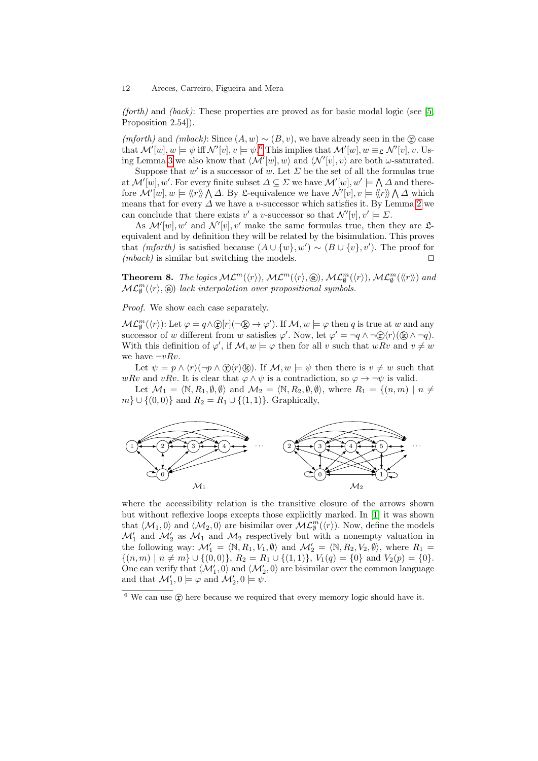*(forth)* and *(back)*: These properties are proved as for basic modal logic (see [5, Proposition 2.54]).

*(mforth)* and *(mback)*: Since $(A, w) \sim (B, v)$, we have already seen in the ⓡ case that $\mathcal{M}'[w], w \models \psi$ iff $\mathcal{N}'[v], v \models \psi$.[6] This implies that $\mathcal{M}'[w], w \equiv_{\mathfrak{L}} \mathcal{N}'[v], v$. Using Lemma 3 we also know that $\langle \mathcal{M}'[w], w\rangle$ and $\langle \mathcal{N}'[v], v\rangle$ are both $\omega$-saturated.

Suppose that $w'$ is a successor of $w$. Let $\Sigma$ be the set of all the formulas true at $\mathcal{M}'[w], w'$. For every finite subset $\Delta \subseteq \Sigma$ we have $\mathcal{M}'[w], w' \models \bigwedge \Delta$ and therefore $\mathcal{M}'[w], w \models \langle\langle r\rangle\rangle \bigwedge \Delta$. By $\mathfrak{L}$-equivalence we have $\mathcal{N}'[v], v \models \langle\langle r\rangle\rangle \bigwedge \Delta$ which means that for every $\Delta$ we have a $v$-successor which satisfies it. By Lemma 2 we can conclude that there exists $v'$ a $v$-successor so that $\mathcal{N}'[v], v' \models \Sigma$.

As $\mathcal{M}'[w], w'$ and $\mathcal{N}'[v], v'$ make the same formulas true, then they are $\mathfrak{L}$-equivalent and by definition they will be related by the bisimulation. This proves that *(mforth)* is satisfied because $(A \cup \{w\}, w') \sim (B \cup \{v\}, v')$. The proof for *(mback)* is similar but switching the models. □

**Theorem 8.** *The logics $\mathcal{ML}^m(\langle r\rangle)$, $\mathcal{ML}^m(\langle r\rangle, ⓔ)$, $\mathcal{ML}^m_\emptyset(\langle r\rangle)$, $\mathcal{ML}^m_\emptyset(\langle\langle r\rangle\rangle)$ and $\mathcal{ML}^m_\emptyset(\langle r\rangle, ⓔ)$ lack interpolation over propositional symbols.*

*Proof.* We show each case separately.

$\mathcal{ML}^m_\emptyset(\langle r\rangle)$: Let $\varphi = q \wedge ⓡ[r](\neg ⓚ \to \varphi')$. If $\mathcal{M}, w \models \varphi$ then $q$ is true at $w$ and any successor of $w$ different from $w$ satisfies $\varphi'$. Now, let $\varphi' = \neg q \wedge \neg ⓡ\langle r\rangle(ⓚ \wedge \neg q)$. With this definition of $\varphi'$, if $\mathcal{M}, w \models \varphi$ then for all $v$ such that $wRv$ and $v \neq w$ we have $\neg vRv$.

Let $\psi = p \wedge \langle r\rangle(\neg p \wedge ⓡ\langle r\rangle ⓚ)$. If $\mathcal{M}, w \models \psi$ then there is $v \neq w$ such that $wRv$ and $vRv$. It is clear that $\varphi \wedge \psi$ is a contradiction, so $\varphi \to \neg\psi$ is valid.

Let $\mathcal{M}_1 = \langle \mathbb{N}, R_1, \emptyset, \emptyset\rangle$ and $\mathcal{M}_2 = \langle \mathbb{N}, R_2, \emptyset, \emptyset\rangle$, where $R_1 = \{(n, m) \mid n \neq m\} \cup \{(0, 0)\}$ and $R_2 = R_1 \cup \{(1, 1)\}$. Graphically,

$\mathcal{M}_1$ $\qquad\qquad$ $\mathcal{M}_2$

where the accessibility relation is the transitive closure of the arrows shown but without reflexive loops excepts those explicitly marked. In [1] it was shown that $\langle \mathcal{M}_1, 0\rangle$ and $\langle \mathcal{M}_2, 0\rangle$ are bisimilar over $\mathcal{ML}^m_\emptyset(\langle r\rangle)$. Now, define the models $\mathcal{M}'_1$ and $\mathcal{M}'_2$ as $\mathcal{M}_1$ and $\mathcal{M}_2$ respectively but with a nonempty valuation in the following way: $\mathcal{M}'_1 = \langle \mathbb{N}, R_1, V_1, \emptyset\rangle$ and $\mathcal{M}'_2 = \langle \mathbb{N}, R_2, V_2, \emptyset\rangle$, where $R_1 = \{(n, m) \mid n \neq m\} \cup \{(0, 0)\}$, $R_2 = R_1 \cup \{(1, 1)\}$, $V_1(q) = \{0\}$ and $V_2(p) = \{0\}$. One can verify that $\langle \mathcal{M}'_1, 0\rangle$ and $\langle \mathcal{M}'_2, 0\rangle$ are bisimilar over the common language and that $\mathcal{M}'_1, 0 \models \varphi$ and $\mathcal{M}'_2, 0 \models \psi$.

---

[6] We can use ⓡ here because we required that every memory logic should have it.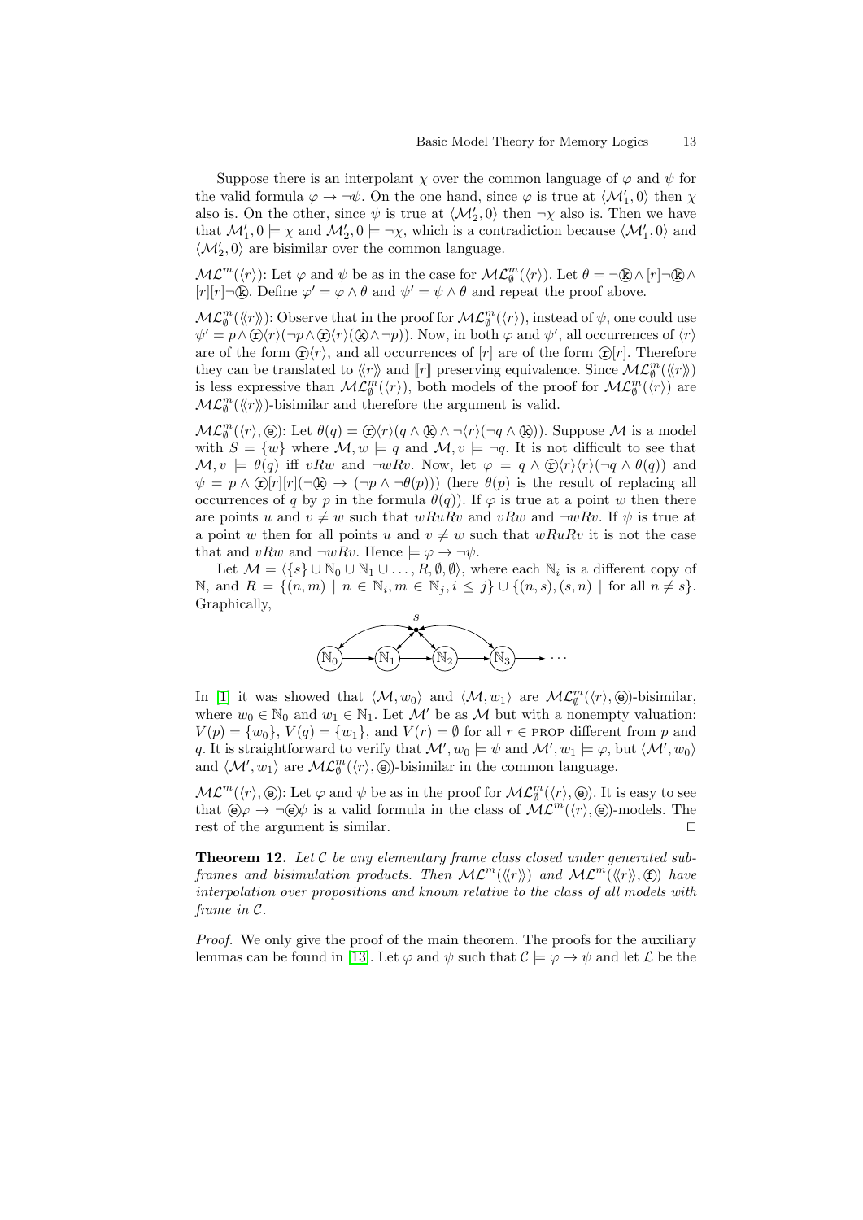Suppose there is an interpolant $\chi$ over the common language of $\varphi$ and $\psi$ for the valid formula $\varphi \to \neg\psi$. On the one hand, since $\varphi$ is true at $\langle \mathcal{M}_1', 0\rangle$ then $\chi$ also is. On the other, since $\psi$ is true at $\langle \mathcal{M}_2', 0\rangle$ then $\neg\chi$ also is. Then we have that $\mathcal{M}_1', 0 \models \chi$ and $\mathcal{M}_2', 0 \models \neg\chi$, which is a contradiction because $\langle \mathcal{M}_1', 0\rangle$ and $\langle \mathcal{M}_2', 0\rangle$ are bisimilar over the common language.

$\mathcal{ML}^m(\langle r\rangle)$: Let $\varphi$ and $\psi$ be as in the case for $\mathcal{ML}^m_\emptyset(\langle r\rangle)$. Let $\theta = \neg ⓚ \wedge [r]\neg ⓚ \wedge [r][r]\neg ⓚ$. Define $\varphi' = \varphi \wedge \theta$ and $\psi' = \psi \wedge \theta$ and repeat the proof above.

$\mathcal{ML}^m_\emptyset(\langle\langle r\rangle\rangle)$: Observe that in the proof for $\mathcal{ML}^m_\emptyset(\langle r\rangle)$, instead of $\psi$, one could use $\psi' = p \wedge ⓡ\langle r\rangle(\neg p \wedge ⓡ\langle r\rangle(ⓚ \wedge \neg p))$. Now, in both $\varphi$ and $\psi'$, all occurrences of $\langle r\rangle$ are of the form $ⓡ\langle r\rangle$, and all occurrences of $[r]$ are of the form $ⓡ[r]$. Therefore they can be translated to $\langle\langle r\rangle\rangle$ and $[\![r]\!]$ preserving equivalence. Since $\mathcal{ML}^m_\emptyset(\langle\langle r\rangle\rangle)$ is less expressive than $\mathcal{ML}^m_\emptyset(\langle r\rangle)$, both models of the proof for $\mathcal{ML}^m_\emptyset(\langle r\rangle)$ are $\mathcal{ML}^m_\emptyset(\langle\langle r\rangle\rangle)$-bisimilar and therefore the argument is valid.

$\mathcal{ML}^m_\emptyset(\langle r\rangle, ⓔ)$: Let $\theta(q) = ⓡ\langle r\rangle(q \wedge ⓚ \wedge \neg\langle r\rangle(\neg q \wedge ⓚ))$. Suppose $\mathcal{M}$ is a model with $S = \{w\}$ where $\mathcal{M}, w \models q$ and $\mathcal{M}, v \models \neg q$. It is not difficult to see that $\mathcal{M}, v \models \theta(q)$ iff $vRw$ and $\neg wRv$. Now, let $\varphi = q \wedge ⓡ\langle r\rangle\langle r\rangle(\neg q \wedge \theta(q))$ and $\psi = p \wedge ⓡ[r][r](\neg ⓚ \to (\neg p \wedge \neg\theta(p)))$ (here $\theta(p)$ is the result of replacing all occurrences of $q$ by $p$ in the formula $\theta(q)$). If $\varphi$ is true at a point $w$ then there are points $u$ and $v \neq w$ such that $wRuRv$ and $vRw$ and $\neg wRv$. If $\psi$ is true at a point $w$ then for all points $u$ and $v \neq w$ such that $wRuRv$ it is not the case that and $vRw$ and $\neg wRv$. Hence $\models \varphi \to \neg\psi$.

Let $\mathcal{M} = \langle \{s\} \cup \mathbb{N}_0 \cup \mathbb{N}_1 \cup \ldots, R, \emptyset, \emptyset\rangle$, where each $\mathbb{N}_i$ is a different copy of $\mathbb{N}$, and $R = \{(n, m) \mid n \in \mathbb{N}_i, m \in \mathbb{N}_j, i \leq j\} \cup \{(n, s), (s, n) \mid \text{for all } n \neq s\}$. Graphically,

In [1] it was showed that $\langle \mathcal{M}, w_0\rangle$ and $\langle \mathcal{M}, w_1\rangle$ are $\mathcal{ML}^m_\emptyset(\langle r\rangle, ⓔ)$-bisimilar, where $w_0 \in \mathbb{N}_0$ and $w_1 \in \mathbb{N}_1$. Let $\mathcal{M}'$ be as $\mathcal{M}$ but with a nonempty valuation: $V(p) = \{w_0\}$, $V(q) = \{w_1\}$, and $V(r) = \emptyset$ for all $r \in$ PROP different from $p$ and $q$. It is straightforward to verify that $\mathcal{M}', w_0 \models \psi$ and $\mathcal{M}', w_1 \models \varphi$, but $\langle \mathcal{M}', w_0\rangle$ and $\langle \mathcal{M}', w_1\rangle$ are $\mathcal{ML}^m_\emptyset(\langle r\rangle, ⓔ)$-bisimilar in the common language.

$\mathcal{ML}^m(\langle r\rangle, ⓔ)$: Let $\varphi$ and $\psi$ be as in the proof for $\mathcal{ML}^m_\emptyset(\langle r\rangle, ⓔ)$. It is easy to see that $ⓔ\varphi \to \neg ⓔ\psi$ is a valid formula in the class of $\mathcal{ML}^m(\langle r\rangle, ⓔ)$-models. The rest of the argument is similar. ◻

**Theorem 12.** *Let $\mathcal{C}$ be any elementary frame class closed under generated subframes and bisimulation products. Then $\mathcal{ML}^m(\langle\langle r\rangle\rangle)$ and $\mathcal{ML}^m(\langle\langle r\rangle\rangle, ⓕ)$ have interpolation over propositions and known relative to the class of all models with frame in $\mathcal{C}$.*

*Proof.* We only give the proof of the main theorem. The proofs for the auxiliary lemmas can be found in [13]. Let $\varphi$ and $\psi$ such that $\mathcal{C} \models \varphi \to \psi$ and let $\mathcal{L}$ be the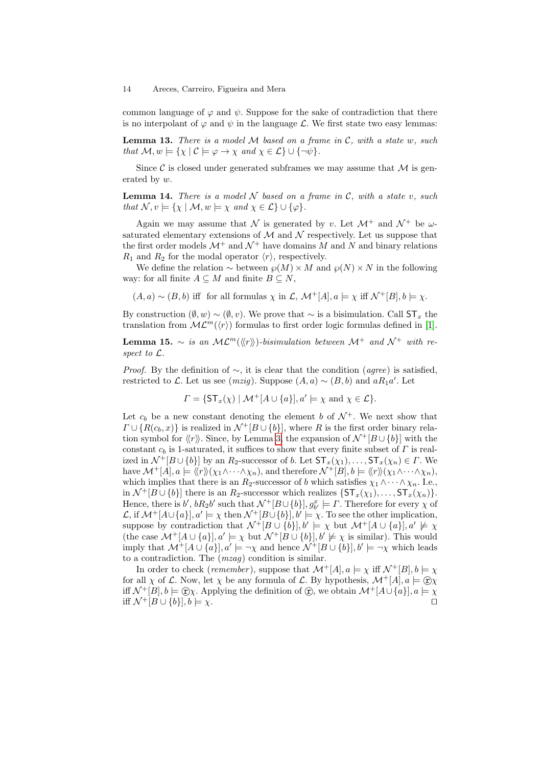common language of $\varphi$ and $\psi$. Suppose for the sake of contradiction that there is no interpolant of $\varphi$ and $\psi$ in the language $\mathcal{L}$. We first state two easy lemmas:

**Lemma 13.** *There is a model $\mathcal{M}$ based on a frame in $\mathcal{C}$, with a state $w$, such that $\mathcal{M}, w \models \{\chi \mid \mathcal{C} \models \varphi \to \chi$ and $\chi \in \mathcal{L}\} \cup \{\neg\psi\}$.*

Since $\mathcal{C}$ is closed under generated subframes we may assume that $\mathcal{M}$ is generated by $w$.

**Lemma 14.** *There is a model $\mathcal{N}$ based on a frame in $\mathcal{C}$, with a state $v$, such that $\mathcal{N}, v \models \{\chi \mid \mathcal{M}, w \models \chi$ and $\chi \in \mathcal{L}\} \cup \{\varphi\}$.*

Again we may assume that $\mathcal{N}$ is generated by $v$. Let $\mathcal{M}^+$ and $\mathcal{N}^+$ be $\omega$-saturated elementary extensions of $\mathcal{M}$ and $\mathcal{N}$ respectively. Let us suppose that the first order models $\mathcal{M}^+$ and $\mathcal{N}^+$ have domains $M$ and $N$ and binary relations $R_1$ and $R_2$ for the modal operator $\langle r \rangle$, respectively.

We define the relation $\sim$ between $\wp(M) \times M$ and $\wp(N) \times N$ in the following way: for all finite $A \subseteq M$ and finite $B \subseteq N$,

$$(A, a) \sim (B, b) \text{ iff for all formulas } \chi \text{ in } \mathcal{L},\ \mathcal{M}^+[A], a \models \chi \text{ iff } \mathcal{N}^+[B], b \models \chi.$$

By construction $(\emptyset, w) \sim (\emptyset, v)$. We prove that $\sim$ is a bisimulation. Call $\mathsf{ST}_x$ the translation from $\mathcal{ML}^m(\langle r \rangle)$ formulas to first order logic formulas defined in [1].

**Lemma 15.** *$\sim$ is an $\mathcal{ML}^m(\langle\!\langle r \rangle\!\rangle)$-bisimulation between $\mathcal{M}^+$ and $\mathcal{N}^+$ with respect to $\mathcal{L}$.*

*Proof.* By the definition of $\sim$, it is clear that the condition (*agree*) is satisfied, restricted to $\mathcal{L}$. Let us see (*mzig*). Suppose $(A, a) \sim (B, b)$ and $aR_1a'$. Let

$$\Gamma = \{\mathsf{ST}_x(\chi) \mid \mathcal{M}^+[A \cup \{a\}], a' \models \chi \text{ and } \chi \in \mathcal{L}\}.$$

Let $c_b$ be a new constant denoting the element $b$ of $\mathcal{N}^+$. We next show that $\Gamma \cup \{R(c_b, x)\}$ is realized in $\mathcal{N}^+[B \cup \{b\}]$, where $R$ is the first order binary relation symbol for $\langle\!\langle r \rangle\!\rangle$. Since, by Lemma 3, the expansion of $\mathcal{N}^+[B \cup \{b\}]$ with the constant $c_b$ is 1-saturated, it suffices to show that every finite subset of $\Gamma$ is realized in $\mathcal{N}^+[B \cup \{b\}]$ by an $R_2$-successor of $b$. Let $\mathsf{ST}_x(\chi_1), \ldots, \mathsf{ST}_x(\chi_n) \in \Gamma$. We have $\mathcal{M}^+[A], a \models \langle\!\langle r \rangle\!\rangle(\chi_1 \wedge \cdots \wedge \chi_n)$, and therefore $\mathcal{N}^+[B], b \models \langle\!\langle r \rangle\!\rangle(\chi_1 \wedge \cdots \wedge \chi_n)$, which implies that there is an $R_2$-successor of $b$ which satisfies $\chi_1 \wedge \cdots \wedge \chi_n$. I.e., in $\mathcal{N}^+[B \cup \{b\}]$ there is an $R_2$-successor which realizes $\{\mathsf{ST}_x(\chi_1), \ldots, \mathsf{ST}_x(\chi_n)\}$. Hence, there is $b'$, $bR_2b'$ such that $\mathcal{N}^+[B \cup \{b\}], g^x_{b'} \models \Gamma$. Therefore for every $\chi$ of $\mathcal{L}$, if $\mathcal{M}^+[A \cup \{a\}], a' \models \chi$ then $\mathcal{N}^+[B \cup \{b\}], b' \models \chi$. To see the other implication, suppose by contradiction that $\mathcal{N}^+[B \cup \{b\}], b' \models \chi$ but $\mathcal{M}^+[A \cup \{a\}], a' \not\models \chi$ (the case $\mathcal{M}^+[A \cup \{a\}], a' \models \chi$ but $\mathcal{N}^+[B \cup \{b\}], b' \not\models \chi$ is similar). This would imply that $\mathcal{M}^+[A \cup \{a\}], a' \models \neg\chi$ and hence $\mathcal{N}^+[B \cup \{b\}], b' \models \neg\chi$ which leads to a contradiction. The (*mzag*) condition is similar.

In order to check (*remember*), suppose that $\mathcal{M}^+[A], a \models \chi$ iff $\mathcal{N}^+[B], b \models \chi$ for all $\chi$ of $\mathcal{L}$. Now, let $\chi$ be any formula of $\mathcal{L}$. By hypothesis, $\mathcal{M}^+[A], a \models \textcircled{r}\chi$ iff $\mathcal{N}^+[B], b \models \textcircled{r}\chi$. Applying the definition of $\textcircled{r}$, we obtain $\mathcal{M}^+[A \cup \{a\}], a \models \chi$ iff $\mathcal{N}^+[B \cup \{b\}], b \models \chi$. $\square$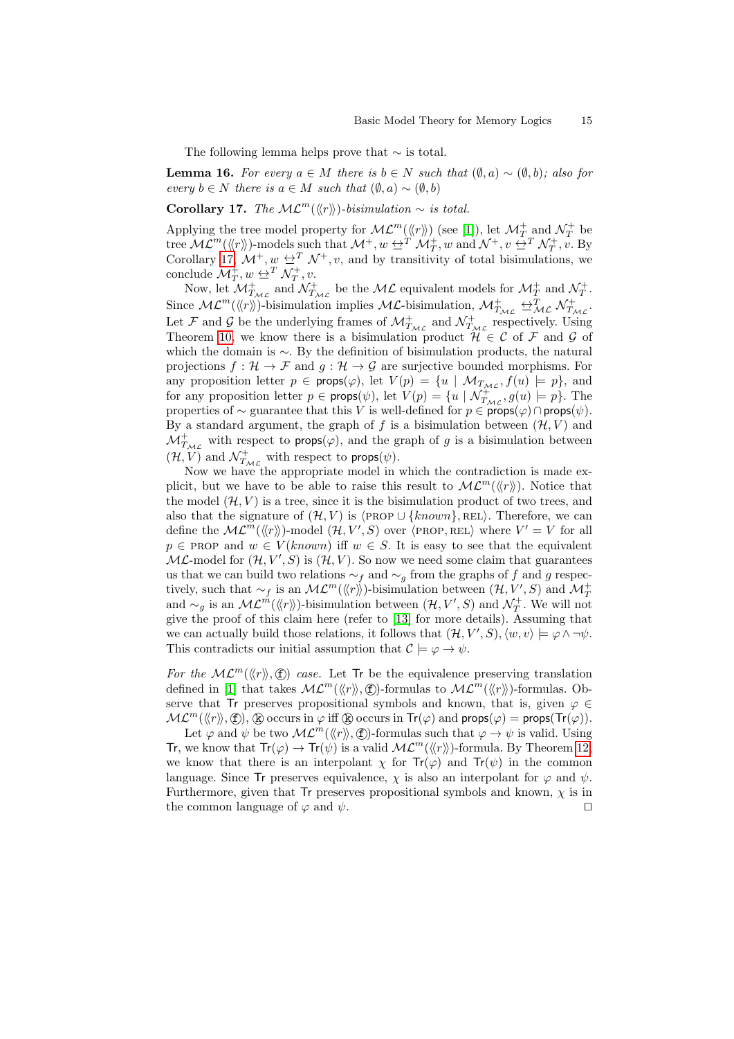The following lemma helps prove that $\sim$ is total.

**Lemma 16.** *For every $a \in M$ there is $b \in N$ such that $(\emptyset, a) \sim (\emptyset, b)$; also for every $b \in N$ there is $a \in M$ such that $(\emptyset, a) \sim (\emptyset, b)$*

**Corollary 17.** *The $\mathcal{ML}^m(\langle\!\langle r \rangle\!\rangle)$-bisimulation $\sim$ is total.*

Applying the tree model property for $\mathcal{ML}^m(\langle\!\langle r \rangle\!\rangle)$ (see [1]), let $\mathcal{M}^+_T$ and $\mathcal{N}^+_T$ be tree $\mathcal{ML}^m(\langle\!\langle r \rangle\!\rangle)$-models such that $\mathcal{M}^+, w \leftrightarroweq^T \mathcal{M}^+_T, w$ and $\mathcal{N}^+, v \leftrightarroweq^T \mathcal{N}^+_T, v$. By Corollary 17, $\mathcal{M}^+, w \leftrightarroweq^T \mathcal{N}^+, v$, and by transitivity of total bisimulations, we conclude $\mathcal{M}^+_T, w \leftrightarroweq^T \mathcal{N}^+_T, v$.

Now, let $\mathcal{M}^+_{T_{\mathcal{ML}}}$ and $\mathcal{N}^+_{T_{\mathcal{ML}}}$ be the $\mathcal{ML}$ equivalent models for $\mathcal{M}^+_T$ and $\mathcal{N}^+_T$. Since $\mathcal{ML}^m(\langle\!\langle r \rangle\!\rangle)$-bisimulation implies $\mathcal{ML}$-bisimulation, $\mathcal{M}^+_{T_{\mathcal{ML}}} \leftrightarroweq^T_{\mathcal{ML}} \mathcal{N}^+_{T_{\mathcal{ML}}}$. Let $\mathcal{F}$ and $\mathcal{G}$ be the underlying frames of $\mathcal{M}^+_{T_{\mathcal{ML}}}$ and $\mathcal{N}^+_{T_{\mathcal{ML}}}$ respectively. Using Theorem 10, we know there is a bisimulation product $\mathcal{H} \in \mathcal{C}$ of $\mathcal{F}$ and $\mathcal{G}$ of which the domain is $\sim$. By the definition of bisimulation products, the natural projections $f : \mathcal{H} \to \mathcal{F}$ and $g : \mathcal{H} \to \mathcal{G}$ are surjective bounded morphisms. For any proposition letter $p \in \mathsf{props}(\varphi)$, let $V(p) = \{u \mid \mathcal{M}_{T_{\mathcal{ML}}}, f(u) \models p\}$, and for any proposition letter $p \in \mathsf{props}(\psi)$, let $V(p) = \{u \mid \mathcal{N}^+_{T_{\mathcal{ML}}}, g(u) \models p\}$. The properties of $\sim$ guarantee that this $V$ is well-defined for $p \in \mathsf{props}(\varphi) \cap \mathsf{props}(\psi)$. By a standard argument, the graph of $f$ is a bisimulation between $(\mathcal{H}, V)$ and $\mathcal{M}^+_{T_{\mathcal{ML}}}$ with respect to $\mathsf{props}(\varphi)$, and the graph of $g$ is a bisimulation between $(\mathcal{H}, V)$ and $\mathcal{N}^+_{T_{\mathcal{ML}}}$ with respect to $\mathsf{props}(\psi)$.

Now we have the appropriate model in which the contradiction is made explicit, but we have to be able to raise this result to $\mathcal{ML}^m(\langle\!\langle r \rangle\!\rangle)$. Notice that the model $(\mathcal{H}, V)$ is a tree, since it is the bisimulation product of two trees, and also that the signature of $(\mathcal{H}, V)$ is $\langle \text{PROP} \cup \{known\}, \text{REL}\rangle$. Therefore, we can define the $\mathcal{ML}^m(\langle\!\langle r \rangle\!\rangle)$-model $(\mathcal{H}, V', S)$ over $\langle \text{PROP}, \text{REL}\rangle$ where $V' = V$ for all $p \in \text{PROP}$ and $w \in V(known)$ iff $w \in S$. It is easy to see that the equivalent $\mathcal{ML}$-model for $(\mathcal{H}, V', S)$ is $(\mathcal{H}, V)$. So now we need some claim that guarantees us that we can build two relations $\sim_f$ and $\sim_g$ from the graphs of $f$ and $g$ respectively, such that $\sim_f$ is an $\mathcal{ML}^m(\langle\!\langle r \rangle\!\rangle)$-bisimulation between $(\mathcal{H}, V', S)$ and $\mathcal{M}^+_T$ and $\sim_g$ is an $\mathcal{ML}^m(\langle\!\langle r \rangle\!\rangle)$-bisimulation between $(\mathcal{H}, V', S)$ and $\mathcal{N}^+_T$. We will not give the proof of this claim here (refer to [13] for more details). Assuming that we can actually build those relations, it follows that $(\mathcal{H}, V', S), \langle w, v\rangle \models \varphi \wedge \neg\psi$. This contradicts our initial assumption that $\mathcal{C} \models \varphi \to \psi$.

*For the $\mathcal{ML}^m(\langle\!\langle r \rangle\!\rangle, \textcircled{f})$ case.* Let $\mathsf{Tr}$ be the equivalence preserving translation defined in [1] that takes $\mathcal{ML}^m(\langle\!\langle r \rangle\!\rangle, \textcircled{f})$-formulas to $\mathcal{ML}^m(\langle\!\langle r \rangle\!\rangle)$-formulas. Observe that $\mathsf{Tr}$ preserves propositional symbols and known, that is, given $\varphi \in \mathcal{ML}^m(\langle\!\langle r \rangle\!\rangle, \textcircled{f})$, $\textcircled{k}$ occurs in $\varphi$ iff $\textcircled{k}$ occurs in $\mathsf{Tr}(\varphi)$ and $\mathsf{props}(\varphi) = \mathsf{props}(\mathsf{Tr}(\varphi))$.

Let $\varphi$ and $\psi$ be two $\mathcal{ML}^m(\langle\!\langle r \rangle\!\rangle, \textcircled{f})$-formulas such that $\varphi \to \psi$ is valid. Using $\mathsf{Tr}$, we know that $\mathsf{Tr}(\varphi) \to \mathsf{Tr}(\psi)$ is a valid $\mathcal{ML}^m(\langle\!\langle r \rangle\!\rangle)$-formula. By Theorem 12, we know that there is an interpolant $\chi$ for $\mathsf{Tr}(\varphi)$ and $\mathsf{Tr}(\psi)$ in the common language. Since $\mathsf{Tr}$ preserves equivalence, $\chi$ is also an interpolant for $\varphi$ and $\psi$. Furthermore, given that $\mathsf{Tr}$ preserves propositional symbols and known, $\chi$ is in the common language of $\varphi$ and $\psi$. $\square$